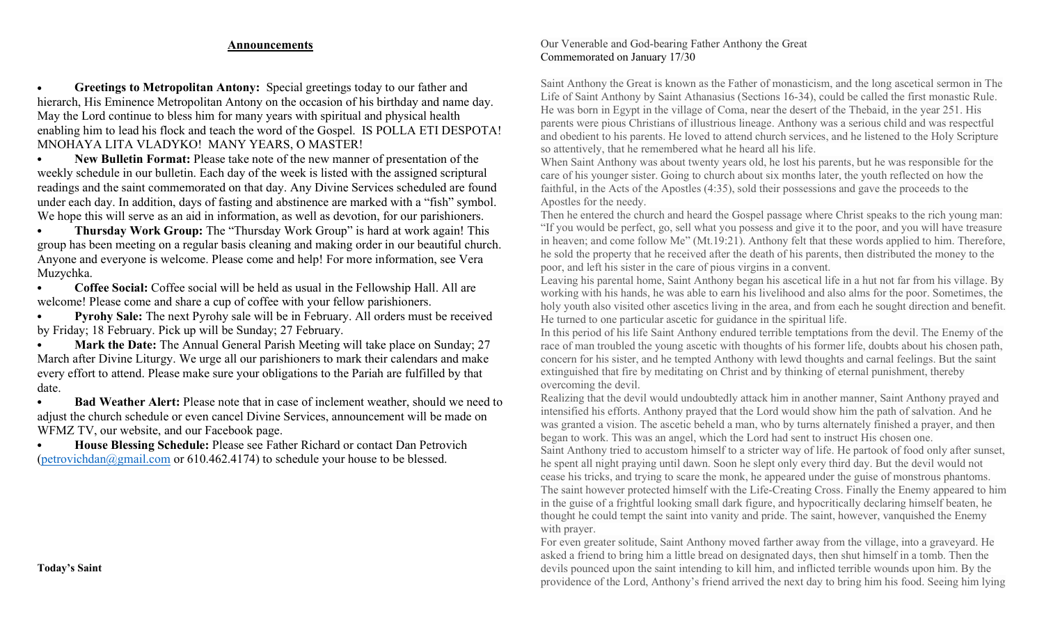## Announcements

- **Greetings to Metropolitan Antony:** Special greetings today to our father and hierarch, His Eminence Metropolitan Antony on the occasion of his birthday and name day. May the Lord continue to bless him for many years with spiritual and physical health enabling him to lead his flock and teach the word of the Gospel. IS POLLA ETI DESPOTA! MNOHAYA LITA VLADYKO! MANY YEARS, O MASTER!
- **New Bulletin Format:** Please take note of the new manner of presentation of the weekly schedule in our bulletin. Each day of the week is listed with the assigned scriptural readings and the saint commemorated on that day. Any Divine Services scheduled are found under each day. In addition, days of fasting and abstinence are marked with a "fish" symbol. We hope this will serve as an aid in information, as well as devotion, for our parishioners.
- **Thursday Work Group:** The "Thursday Work Group" is hard at work again! This group has been meeting on a regular basis cleaning and making order in our beautiful church. Anyone and everyone is welcome. Please come and help! For more information, see Vera Muzychka.
- **Coffee Social:** Coffee social will be held as usual in the Fellowship Hall. All are welcome! Please come and share a cup of coffee with your fellow parishioners.
- **Pyrohy Sale:** The next Pyrohy sale will be in February. All orders must be received by Friday; 18 February. Pick up will be Sunday; 27 February.
- **Mark the Date:** The Annual General Parish Meeting will take place on Sunday; 27 March after Divine Liturgy. We urge all our parishioners to mark their calendars and make every effort to attend. Please make sure your obligations to the Pariah are fulfilled by that date.
- **Bad Weather Alert:** Please note that in case of inclement weather, should we need to adjust the church schedule or even cancel Divine Services, announcement will be made on WFMZ TV, our website, and our Facebook page.
- **House Blessing Schedule:** Please see Father Richard or contact Dan Petrovich (petrovichdan@gmail.com or 610.462.4174) to schedule your house to be blessed.

**Today's Saint**

Our Venerable and God-bearing Father Anthony the Great
Commemorated on January 17/30

Saint Anthony the Great is known as the Father of monasticism, and the long ascetical sermon in The Life of Saint Anthony by Saint Athanasius (Sections 16-34), could be called the first monastic Rule. He was born in Egypt in the village of Coma, near the desert of the Thebaid, in the year 251. His parents were pious Christians of illustrious lineage. Anthony was a serious child and was respectful and obedient to his parents. He loved to attend church services, and he listened to the Holy Scripture so attentively, that he remembered what he heard all his life.

When Saint Anthony was about twenty years old, he lost his parents, but he was responsible for the care of his younger sister. Going to church about six months later, the youth reflected on how the faithful, in the Acts of the Apostles (4:35), sold their possessions and gave the proceeds to the Apostles for the needy.

Then he entered the church and heard the Gospel passage where Christ speaks to the rich young man: "If you would be perfect, go, sell what you possess and give it to the poor, and you will have treasure in heaven; and come follow Me" (Mt.19:21). Anthony felt that these words applied to him. Therefore, he sold the property that he received after the death of his parents, then distributed the money to the poor, and left his sister in the care of pious virgins in a convent.

Leaving his parental home, Saint Anthony began his ascetical life in a hut not far from his village. By working with his hands, he was able to earn his livelihood and also alms for the poor. Sometimes, the holy youth also visited other ascetics living in the area, and from each he sought direction and benefit. He turned to one particular ascetic for guidance in the spiritual life.

In this period of his life Saint Anthony endured terrible temptations from the devil. The Enemy of the race of man troubled the young ascetic with thoughts of his former life, doubts about his chosen path, concern for his sister, and he tempted Anthony with lewd thoughts and carnal feelings. But the saint extinguished that fire by meditating on Christ and by thinking of eternal punishment, thereby overcoming the devil.

Realizing that the devil would undoubtedly attack him in another manner, Saint Anthony prayed and intensified his efforts. Anthony prayed that the Lord would show him the path of salvation. And he was granted a vision. The ascetic beheld a man, who by turns alternately finished a prayer, and then began to work. This was an angel, which the Lord had sent to instruct His chosen one.

Saint Anthony tried to accustom himself to a stricter way of life. He partook of food only after sunset, he spent all night praying until dawn. Soon he slept only every third day. But the devil would not cease his tricks, and trying to scare the monk, he appeared under the guise of monstrous phantoms. The saint however protected himself with the Life-Creating Cross. Finally the Enemy appeared to him in the guise of a frightful looking small dark figure, and hypocritically declaring himself beaten, he thought he could tempt the saint into vanity and pride. The saint, however, vanquished the Enemy with prayer.

For even greater solitude, Saint Anthony moved farther away from the village, into a graveyard. He asked a friend to bring him a little bread on designated days, then shut himself in a tomb. Then the devils pounced upon the saint intending to kill him, and inflicted terrible wounds upon him. By the providence of the Lord, Anthony's friend arrived the next day to bring him his food. Seeing him lying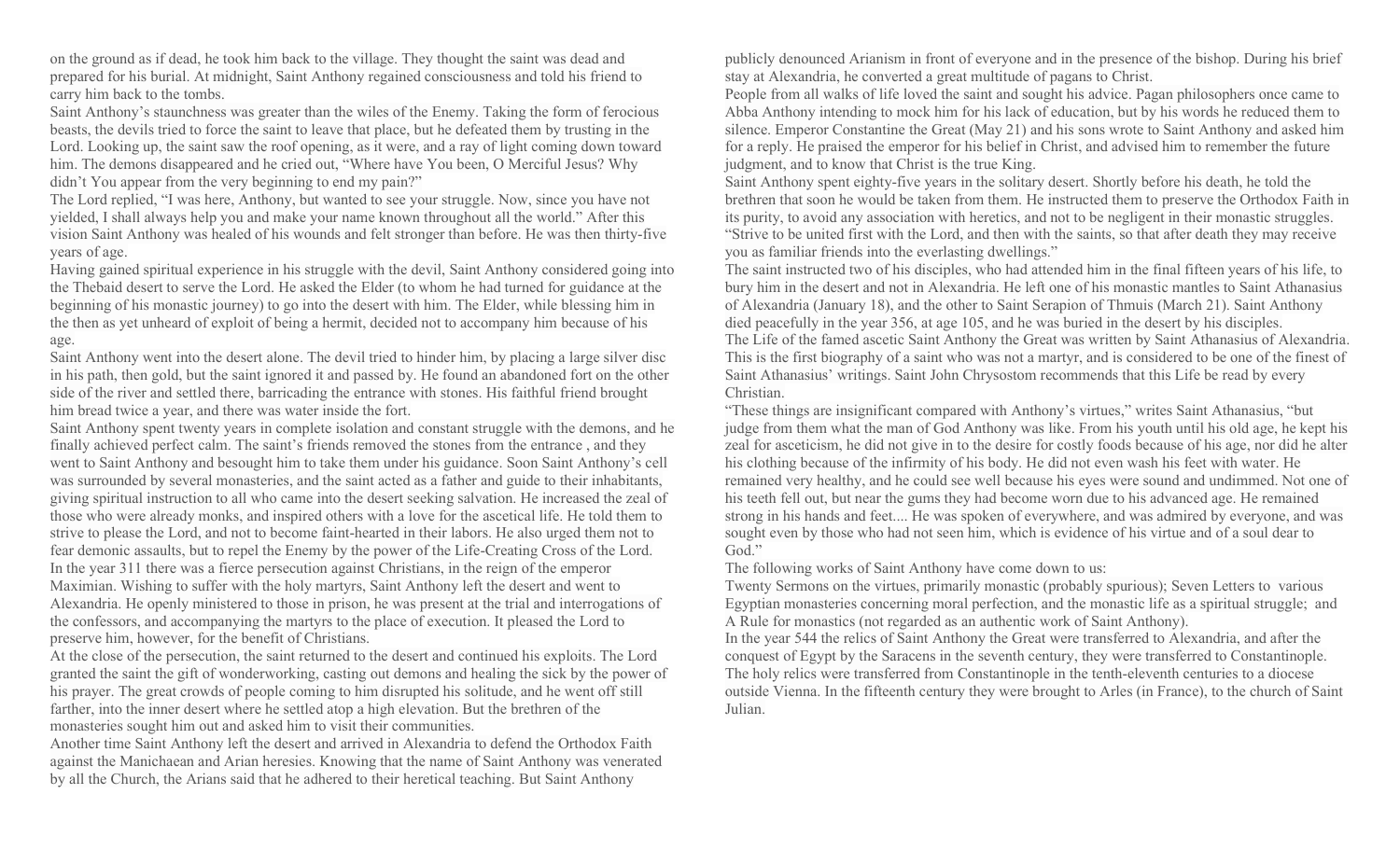on the ground as if dead, he took him back to the village. They thought the saint was dead and prepared for his burial. At midnight, Saint Anthony regained consciousness and told his friend to carry him back to the tombs.

Saint Anthony's staunchness was greater than the wiles of the Enemy. Taking the form of ferocious beasts, the devils tried to force the saint to leave that place, but he defeated them by trusting in the Lord. Looking up, the saint saw the roof opening, as it were, and a ray of light coming down toward him. The demons disappeared and he cried out, "Where have You been, O Merciful Jesus? Why didn't You appear from the very beginning to end my pain?"

The Lord replied, "I was here, Anthony, but wanted to see your struggle. Now, since you have not yielded, I shall always help you and make your name known throughout all the world." After this vision Saint Anthony was healed of his wounds and felt stronger than before. He was then thirty-five years of age.

Having gained spiritual experience in his struggle with the devil, Saint Anthony considered going into the Thebaid desert to serve the Lord. He asked the Elder (to whom he had turned for guidance at the beginning of his monastic journey) to go into the desert with him. The Elder, while blessing him in the then as yet unheard of exploit of being a hermit, decided not to accompany him because of his age.

Saint Anthony went into the desert alone. The devil tried to hinder him, by placing a large silver disc in his path, then gold, but the saint ignored it and passed by. He found an abandoned fort on the other side of the river and settled there, barricading the entrance with stones. His faithful friend brought him bread twice a year, and there was water inside the fort.

Saint Anthony spent twenty years in complete isolation and constant struggle with the demons, and he finally achieved perfect calm. The saint's friends removed the stones from the entrance , and they went to Saint Anthony and besought him to take them under his guidance. Soon Saint Anthony's cell was surrounded by several monasteries, and the saint acted as a father and guide to their inhabitants, giving spiritual instruction to all who came into the desert seeking salvation. He increased the zeal of those who were already monks, and inspired others with a love for the ascetical life. He told them to strive to please the Lord, and not to become faint-hearted in their labors. He also urged them not to fear demonic assaults, but to repel the Enemy by the power of the Life-Creating Cross of the Lord.

In the year 311 there was a fierce persecution against Christians, in the reign of the emperor Maximian. Wishing to suffer with the holy martyrs, Saint Anthony left the desert and went to Alexandria. He openly ministered to those in prison, he was present at the trial and interrogations of the confessors, and accompanying the martyrs to the place of execution. It pleased the Lord to preserve him, however, for the benefit of Christians.

At the close of the persecution, the saint returned to the desert and continued his exploits. The Lord granted the saint the gift of wonderworking, casting out demons and healing the sick by the power of his prayer. The great crowds of people coming to him disrupted his solitude, and he went off still farther, into the inner desert where he settled atop a high elevation. But the brethren of the monasteries sought him out and asked him to visit their communities.

Another time Saint Anthony left the desert and arrived in Alexandria to defend the Orthodox Faith against the Manichaean and Arian heresies. Knowing that the name of Saint Anthony was venerated by all the Church, the Arians said that he adhered to their heretical teaching. But Saint Anthony publicly denounced Arianism in front of everyone and in the presence of the bishop. During his brief stay at Alexandria, he converted a great multitude of pagans to Christ.

People from all walks of life loved the saint and sought his advice. Pagan philosophers once came to Abba Anthony intending to mock him for his lack of education, but by his words he reduced them to silence. Emperor Constantine the Great (May 21) and his sons wrote to Saint Anthony and asked him for a reply. He praised the emperor for his belief in Christ, and advised him to remember the future judgment, and to know that Christ is the true King.

Saint Anthony spent eighty-five years in the solitary desert. Shortly before his death, he told the brethren that soon he would be taken from them. He instructed them to preserve the Orthodox Faith in its purity, to avoid any association with heretics, and not to be negligent in their monastic struggles. "Strive to be united first with the Lord, and then with the saints, so that after death they may receive you as familiar friends into the everlasting dwellings."

The saint instructed two of his disciples, who had attended him in the final fifteen years of his life, to bury him in the desert and not in Alexandria. He left one of his monastic mantles to Saint Athanasius of Alexandria (January 18), and the other to Saint Serapion of Thmuis (March 21). Saint Anthony died peacefully in the year 356, at age 105, and he was buried in the desert by his disciples.

The Life of the famed ascetic Saint Anthony the Great was written by Saint Athanasius of Alexandria. This is the first biography of a saint who was not a martyr, and is considered to be one of the finest of Saint Athanasius' writings. Saint John Chrysostom recommends that this Life be read by every Christian.

"These things are insignificant compared with Anthony's virtues," writes Saint Athanasius, "but judge from them what the man of God Anthony was like. From his youth until his old age, he kept his zeal for asceticism, he did not give in to the desire for costly foods because of his age, nor did he alter his clothing because of the infirmity of his body. He did not even wash his feet with water. He remained very healthy, and he could see well because his eyes were sound and undimmed. Not one of his teeth fell out, but near the gums they had become worn due to his advanced age. He remained strong in his hands and feet.... He was spoken of everywhere, and was admired by everyone, and was sought even by those who had not seen him, which is evidence of his virtue and of a soul dear to God."

The following works of Saint Anthony have come down to us:

Twenty Sermons on the virtues, primarily monastic (probably spurious); Seven Letters to various Egyptian monasteries concerning moral perfection, and the monastic life as a spiritual struggle; and A Rule for monastics (not regarded as an authentic work of Saint Anthony).

In the year 544 the relics of Saint Anthony the Great were transferred to Alexandria, and after the conquest of Egypt by the Saracens in the seventh century, they were transferred to Constantinople. The holy relics were transferred from Constantinople in the tenth-eleventh centuries to a diocese outside Vienna. In the fifteenth century they were brought to Arles (in France), to the church of Saint Julian.